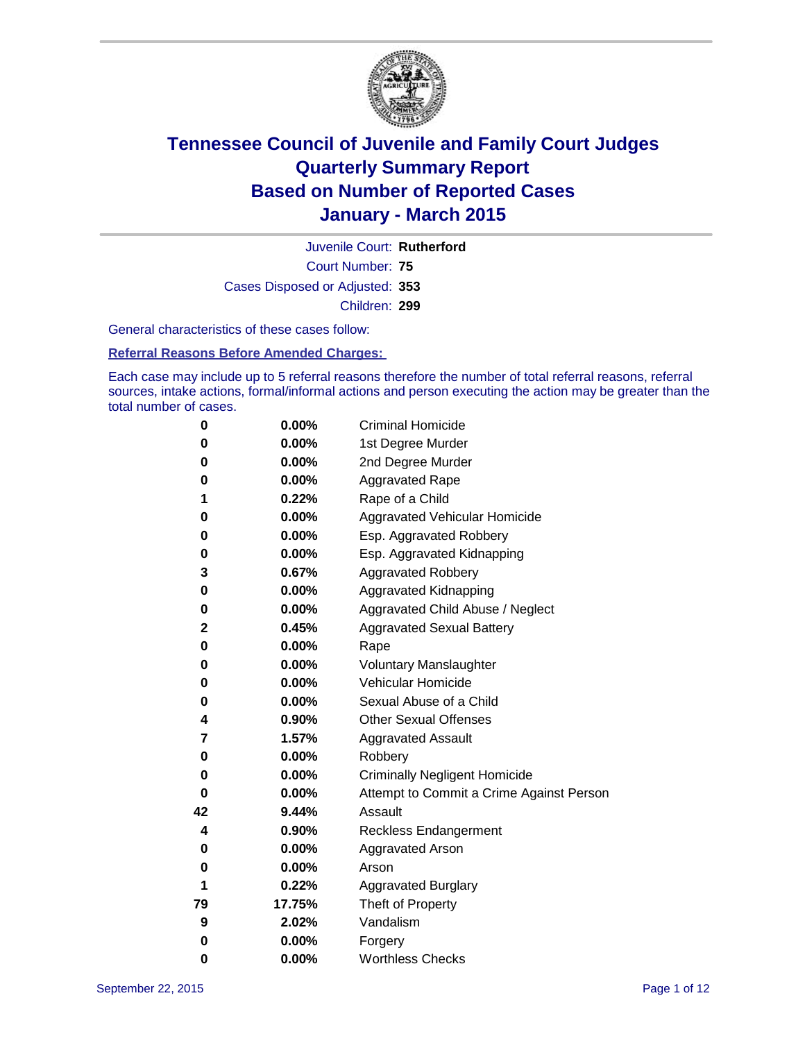# Tennessee Council of Juvenile and Family Court Judges
## Quarterly Summary Report
## Based on Number of Reported Cases
## January - March 2015

Juvenile Court: **Rutherford**

Court Number: **75**

Cases Disposed or Adjusted: **353**

Children: **299**

General characteristics of these cases follow:

**Referral Reasons Before Amended Charges:**

Each case may include up to 5 referral reasons therefore the number of total referral reasons, referral sources, intake actions, formal/informal actions and person executing the action may be greater than the total number of cases.

| | | |
|---|---|---|
| 0 | 0.00% | Criminal Homicide |
| 0 | 0.00% | 1st Degree Murder |
| 0 | 0.00% | 2nd Degree Murder |
| 0 | 0.00% | Aggravated Rape |
| 1 | 0.22% | Rape of a Child |
| 0 | 0.00% | Aggravated Vehicular Homicide |
| 0 | 0.00% | Esp. Aggravated Robbery |
| 0 | 0.00% | Esp. Aggravated Kidnapping |
| 3 | 0.67% | Aggravated Robbery |
| 0 | 0.00% | Aggravated Kidnapping |
| 0 | 0.00% | Aggravated Child Abuse / Neglect |
| 2 | 0.45% | Aggravated Sexual Battery |
| 0 | 0.00% | Rape |
| 0 | 0.00% | Voluntary Manslaughter |
| 0 | 0.00% | Vehicular Homicide |
| 0 | 0.00% | Sexual Abuse of a Child |
| 4 | 0.90% | Other Sexual Offenses |
| 7 | 1.57% | Aggravated Assault |
| 0 | 0.00% | Robbery |
| 0 | 0.00% | Criminally Negligent Homicide |
| 0 | 0.00% | Attempt to Commit a Crime Against Person |
| 42 | 9.44% | Assault |
| 4 | 0.90% | Reckless Endangerment |
| 0 | 0.00% | Aggravated Arson |
| 0 | 0.00% | Arson |
| 1 | 0.22% | Aggravated Burglary |
| 79 | 17.75% | Theft of Property |
| 9 | 2.02% | Vandalism |
| 0 | 0.00% | Forgery |
| 0 | 0.00% | Worthless Checks |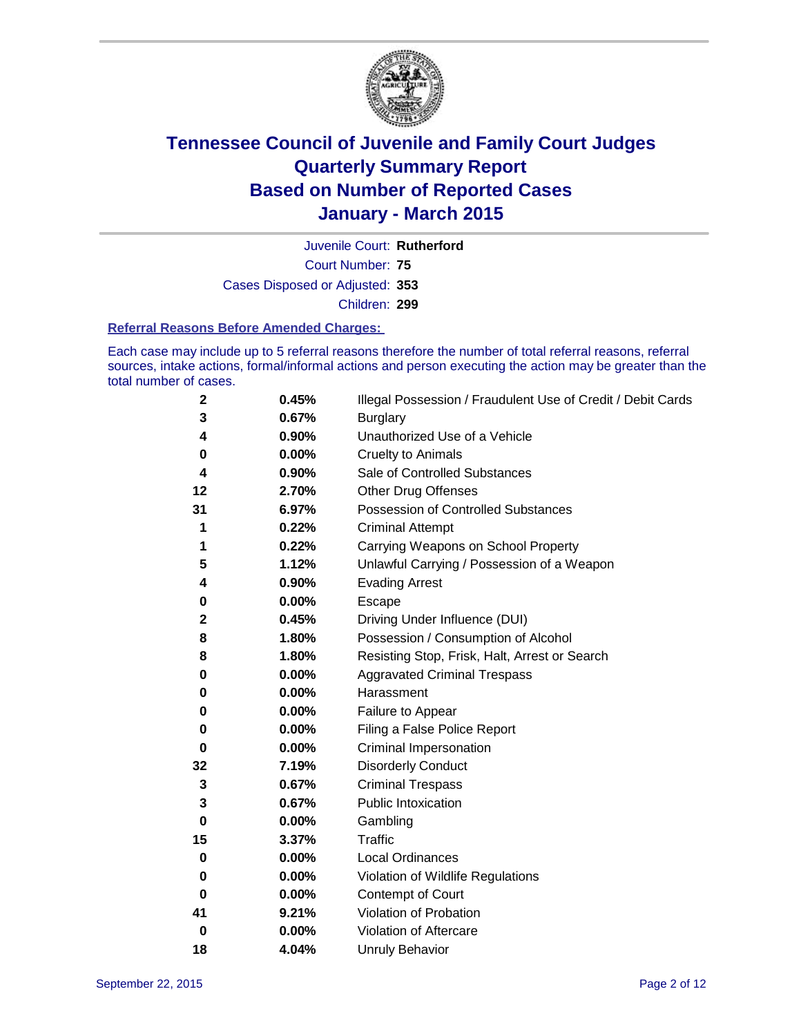# Tennessee Council of Juvenile and Family Court Judges
## Quarterly Summary Report
## Based on Number of Reported Cases
## January - March 2015

Juvenile Court: **Rutherford**

Court Number: **75**

Cases Disposed or Adjusted: **353**

Children: **299**

### Referral Reasons Before Amended Charges:

Each case may include up to 5 referral reasons therefore the number of total referral reasons, referral sources, intake actions, formal/informal actions and person executing the action may be greater than the total number of cases.

| Count | Percent | Referral Reason |
|---|---|---|
| 2 | 0.45% | Illegal Possession / Fraudulent Use of Credit / Debit Cards |
| 3 | 0.67% | Burglary |
| 4 | 0.90% | Unauthorized Use of a Vehicle |
| 0 | 0.00% | Cruelty to Animals |
| 4 | 0.90% | Sale of Controlled Substances |
| 12 | 2.70% | Other Drug Offenses |
| 31 | 6.97% | Possession of Controlled Substances |
| 1 | 0.22% | Criminal Attempt |
| 1 | 0.22% | Carrying Weapons on School Property |
| 5 | 1.12% | Unlawful Carrying / Possession of a Weapon |
| 4 | 0.90% | Evading Arrest |
| 0 | 0.00% | Escape |
| 2 | 0.45% | Driving Under Influence (DUI) |
| 8 | 1.80% | Possession / Consumption of Alcohol |
| 8 | 1.80% | Resisting Stop, Frisk, Halt, Arrest or Search |
| 0 | 0.00% | Aggravated Criminal Trespass |
| 0 | 0.00% | Harassment |
| 0 | 0.00% | Failure to Appear |
| 0 | 0.00% | Filing a False Police Report |
| 0 | 0.00% | Criminal Impersonation |
| 32 | 7.19% | Disorderly Conduct |
| 3 | 0.67% | Criminal Trespass |
| 3 | 0.67% | Public Intoxication |
| 0 | 0.00% | Gambling |
| 15 | 3.37% | Traffic |
| 0 | 0.00% | Local Ordinances |
| 0 | 0.00% | Violation of Wildlife Regulations |
| 0 | 0.00% | Contempt of Court |
| 41 | 9.21% | Violation of Probation |
| 0 | 0.00% | Violation of Aftercare |
| 18 | 4.04% | Unruly Behavior |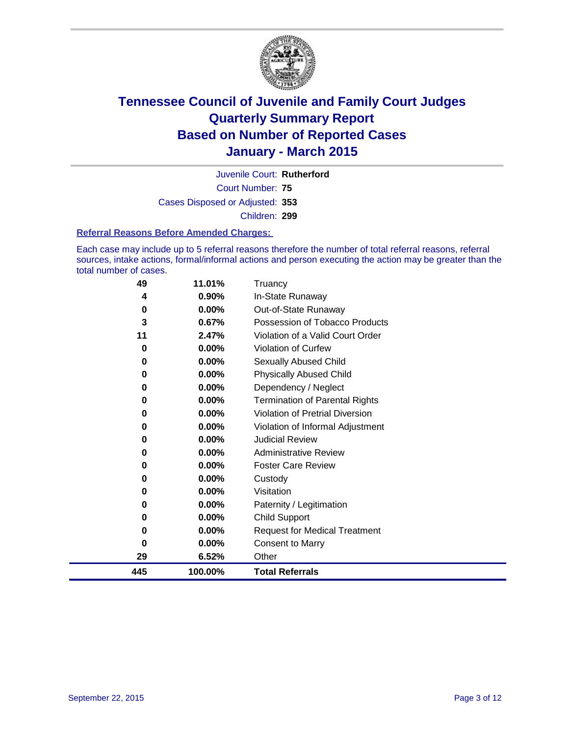# Tennessee Council of Juvenile and Family Court Judges
# Quarterly Summary Report
# Based on Number of Reported Cases
# January - March 2015

Juvenile Court: **Rutherford**

Court Number: **75**

Cases Disposed or Adjusted: **353**

Children: **299**

### Referral Reasons Before Amended Charges:

Each case may include up to 5 referral reasons therefore the number of total referral reasons, referral sources, intake actions, formal/informal actions and person executing the action may be greater than the total number of cases.

| Count | Percent | Referral Reason |
|---|---|---|
| 49 | 11.01% | Truancy |
| 4 | 0.90% | In-State Runaway |
| 0 | 0.00% | Out-of-State Runaway |
| 3 | 0.67% | Possession of Tobacco Products |
| 11 | 2.47% | Violation of a Valid Court Order |
| 0 | 0.00% | Violation of Curfew |
| 0 | 0.00% | Sexually Abused Child |
| 0 | 0.00% | Physically Abused Child |
| 0 | 0.00% | Dependency / Neglect |
| 0 | 0.00% | Termination of Parental Rights |
| 0 | 0.00% | Violation of Pretrial Diversion |
| 0 | 0.00% | Violation of Informal Adjustment |
| 0 | 0.00% | Judicial Review |
| 0 | 0.00% | Administrative Review |
| 0 | 0.00% | Foster Care Review |
| 0 | 0.00% | Custody |
| 0 | 0.00% | Visitation |
| 0 | 0.00% | Paternity / Legitimation |
| 0 | 0.00% | Child Support |
| 0 | 0.00% | Request for Medical Treatment |
| 0 | 0.00% | Consent to Marry |
| 29 | 6.52% | Other |
| **445** | **100.00%** | **Total Referrals** |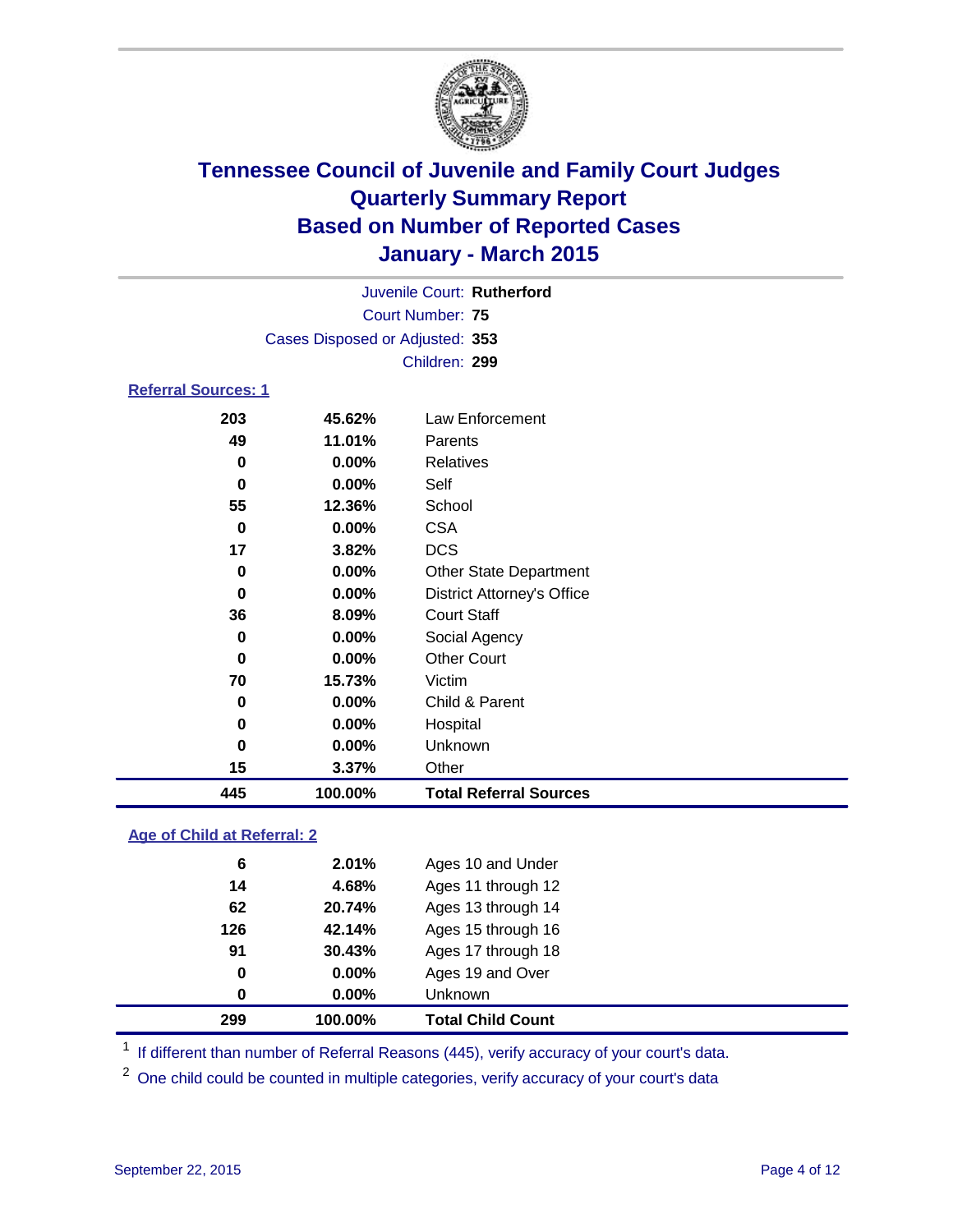# Tennessee Council of Juvenile and Family Court Judges
# Quarterly Summary Report
# Based on Number of Reported Cases
# January - March 2015

Juvenile Court: **Rutherford**

Court Number: **75**

Cases Disposed or Adjusted: **353**

Children: **299**

## Referral Sources: 1

| Count | Percent | Source |
|---|---|---|
| 203 | 45.62% | Law Enforcement |
| 49 | 11.01% | Parents |
| 0 | 0.00% | Relatives |
| 0 | 0.00% | Self |
| 55 | 12.36% | School |
| 0 | 0.00% | CSA |
| 17 | 3.82% | DCS |
| 0 | 0.00% | Other State Department |
| 0 | 0.00% | District Attorney's Office |
| 36 | 8.09% | Court Staff |
| 0 | 0.00% | Social Agency |
| 0 | 0.00% | Other Court |
| 70 | 15.73% | Victim |
| 0 | 0.00% | Child & Parent |
| 0 | 0.00% | Hospital |
| 0 | 0.00% | Unknown |
| 15 | 3.37% | Other |
| **445** | **100.00%** | **Total Referral Sources** |

## Age of Child at Referral: 2

| Count | Percent | Age |
|---|---|---|
| 6 | 2.01% | Ages 10 and Under |
| 14 | 4.68% | Ages 11 through 12 |
| 62 | 20.74% | Ages 13 through 14 |
| 126 | 42.14% | Ages 15 through 16 |
| 91 | 30.43% | Ages 17 through 18 |
| 0 | 0.00% | Ages 19 and Over |
| 0 | 0.00% | Unknown |
| **299** | **100.00%** | **Total Child Count** |

[1] If different than number of Referral Reasons (445), verify accuracy of your court's data.

[2] One child could be counted in multiple categories, verify accuracy of your court's data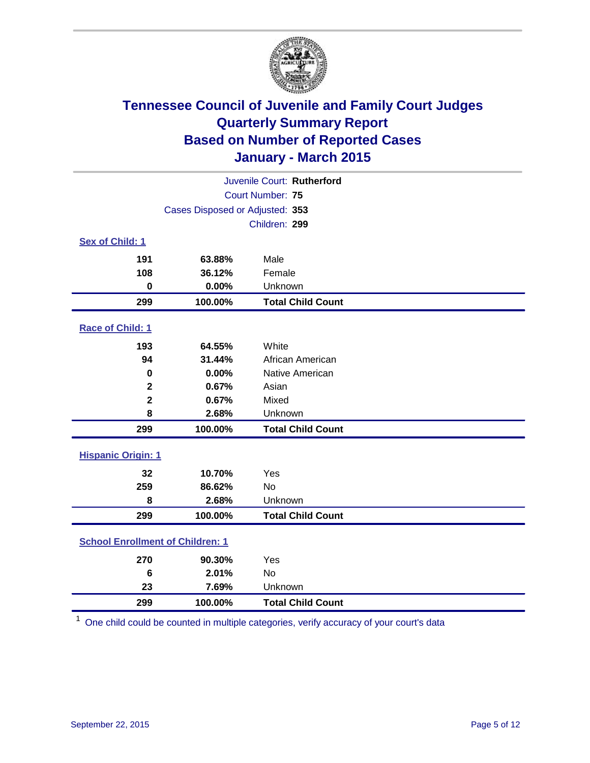# Tennessee Council of Juvenile and Family Court Judges
## Quarterly Summary Report
## Based on Number of Reported Cases
## January - March 2015

Juvenile Court: **Rutherford**

Court Number: **75**

Cases Disposed or Adjusted: **353**

Children: **299**

### Sex of Child: 1

| Count | Percent | Category |
|---|---|---|
| 191 | 63.88% | Male |
| 108 | 36.12% | Female |
| 0 | 0.00% | Unknown |
| **299** | **100.00%** | **Total Child Count** |

### Race of Child: 1

| Count | Percent | Category |
|---|---|---|
| 193 | 64.55% | White |
| 94 | 31.44% | African American |
| 0 | 0.00% | Native American |
| 2 | 0.67% | Asian |
| 2 | 0.67% | Mixed |
| 8 | 2.68% | Unknown |
| **299** | **100.00%** | **Total Child Count** |

### Hispanic Origin: 1

| Count | Percent | Category |
|---|---|---|
| 32 | 10.70% | Yes |
| 259 | 86.62% | No |
| 8 | 2.68% | Unknown |
| **299** | **100.00%** | **Total Child Count** |

### School Enrollment of Children: 1

| Count | Percent | Category |
|---|---|---|
| 270 | 90.30% | Yes |
| 6 | 2.01% | No |
| 23 | 7.69% | Unknown |
| **299** | **100.00%** | **Total Child Count** |

[1] One child could be counted in multiple categories, verify accuracy of your court's data

September 22, 2015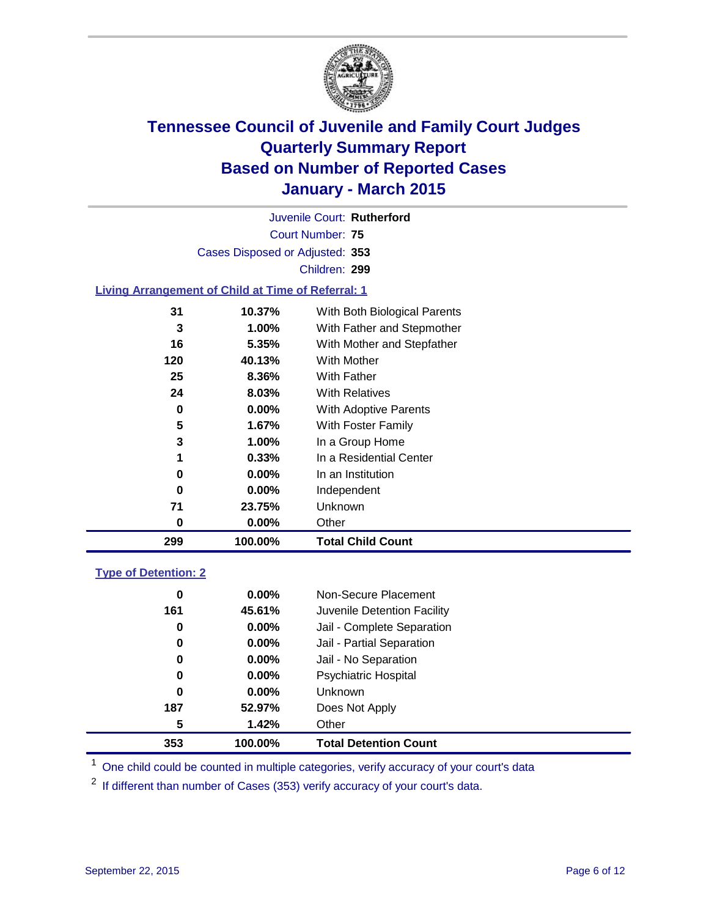# Tennessee Council of Juvenile and Family Court Judges
## Quarterly Summary Report
## Based on Number of Reported Cases
## January - March 2015

Juvenile Court: **Rutherford**

Court Number: **75**

Cases Disposed or Adjusted: **353**

Children: **299**

### Living Arrangement of Child at Time of Referral: 1

| | | |
|---|---|---|
| 31 | 10.37% | With Both Biological Parents |
| 3 | 1.00% | With Father and Stepmother |
| 16 | 5.35% | With Mother and Stepfather |
| 120 | 40.13% | With Mother |
| 25 | 8.36% | With Father |
| 24 | 8.03% | With Relatives |
| 0 | 0.00% | With Adoptive Parents |
| 5 | 1.67% | With Foster Family |
| 3 | 1.00% | In a Group Home |
| 1 | 0.33% | In a Residential Center |
| 0 | 0.00% | In an Institution |
| 0 | 0.00% | Independent |
| 71 | 23.75% | Unknown |
| 0 | 0.00% | Other |
| **299** | **100.00%** | **Total Child Count** |

### Type of Detention: 2

| | | |
|---|---|---|
| 0 | 0.00% | Non-Secure Placement |
| 161 | 45.61% | Juvenile Detention Facility |
| 0 | 0.00% | Jail - Complete Separation |
| 0 | 0.00% | Jail - Partial Separation |
| 0 | 0.00% | Jail - No Separation |
| 0 | 0.00% | Psychiatric Hospital |
| 0 | 0.00% | Unknown |
| 187 | 52.97% | Does Not Apply |
| 5 | 1.42% | Other |
| **353** | **100.00%** | **Total Detention Count** |

[1] One child could be counted in multiple categories, verify accuracy of your court's data

[2] If different than number of Cases (353) verify accuracy of your court's data.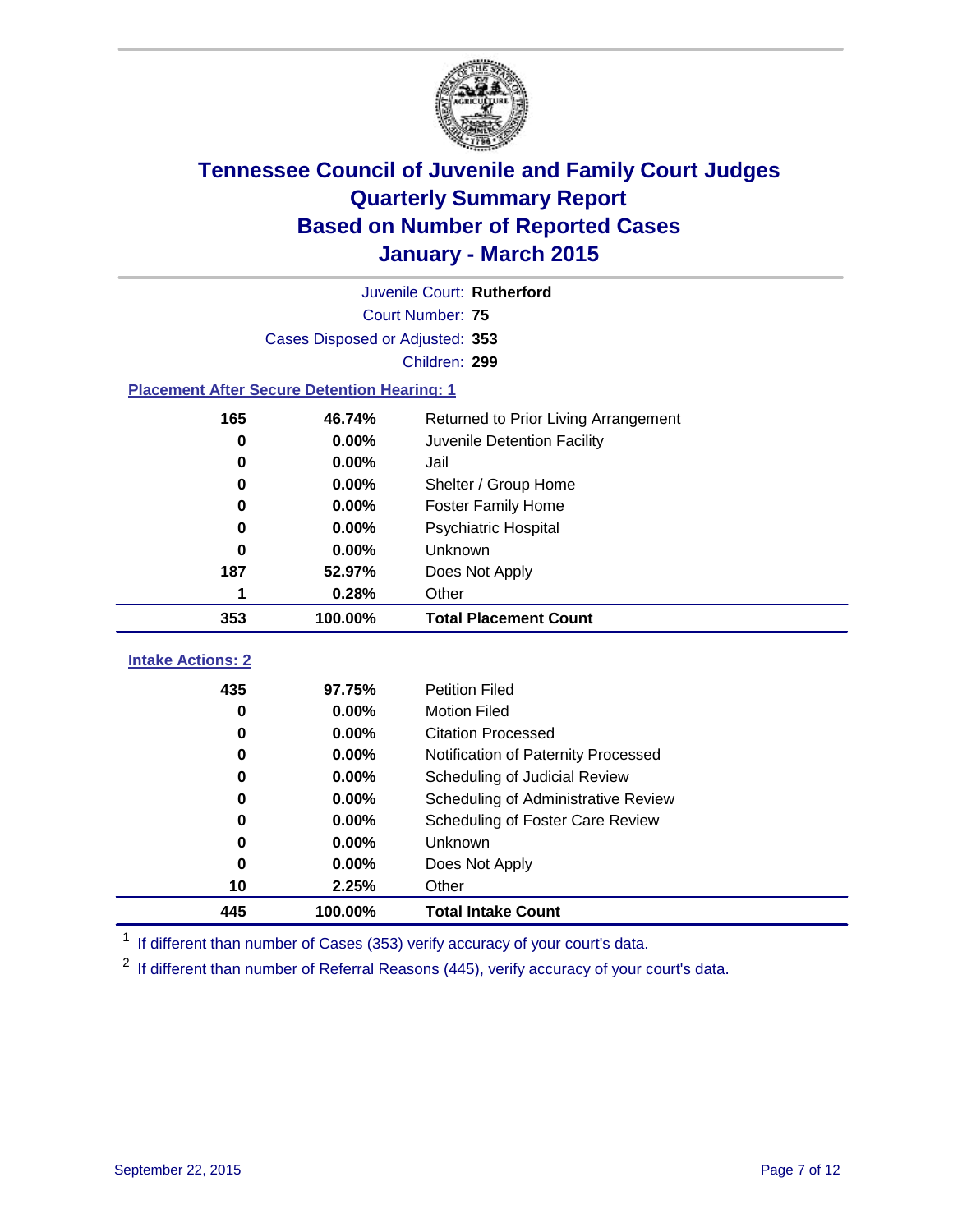# Tennessee Council of Juvenile and Family Court Judges
## Quarterly Summary Report
## Based on Number of Reported Cases
## January - March 2015

Juvenile Court: **Rutherford**
Court Number: **75**
Cases Disposed or Adjusted: **353**
Children: **299**

### Placement After Secure Detention Hearing: 1

| Count | Percent | Placement |
|---|---|---|
| 165 | 46.74% | Returned to Prior Living Arrangement |
| 0 | 0.00% | Juvenile Detention Facility |
| 0 | 0.00% | Jail |
| 0 | 0.00% | Shelter / Group Home |
| 0 | 0.00% | Foster Family Home |
| 0 | 0.00% | Psychiatric Hospital |
| 0 | 0.00% | Unknown |
| 187 | 52.97% | Does Not Apply |
| 1 | 0.28% | Other |
| **353** | **100.00%** | **Total Placement Count** |

### Intake Actions: 2

| Count | Percent | Intake Action |
|---|---|---|
| 435 | 97.75% | Petition Filed |
| 0 | 0.00% | Motion Filed |
| 0 | 0.00% | Citation Processed |
| 0 | 0.00% | Notification of Paternity Processed |
| 0 | 0.00% | Scheduling of Judicial Review |
| 0 | 0.00% | Scheduling of Administrative Review |
| 0 | 0.00% | Scheduling of Foster Care Review |
| 0 | 0.00% | Unknown |
| 0 | 0.00% | Does Not Apply |
| 10 | 2.25% | Other |
| **445** | **100.00%** | **Total Intake Count** |

[1] If different than number of Cases (353) verify accuracy of your court's data.

[2] If different than number of Referral Reasons (445), verify accuracy of your court's data.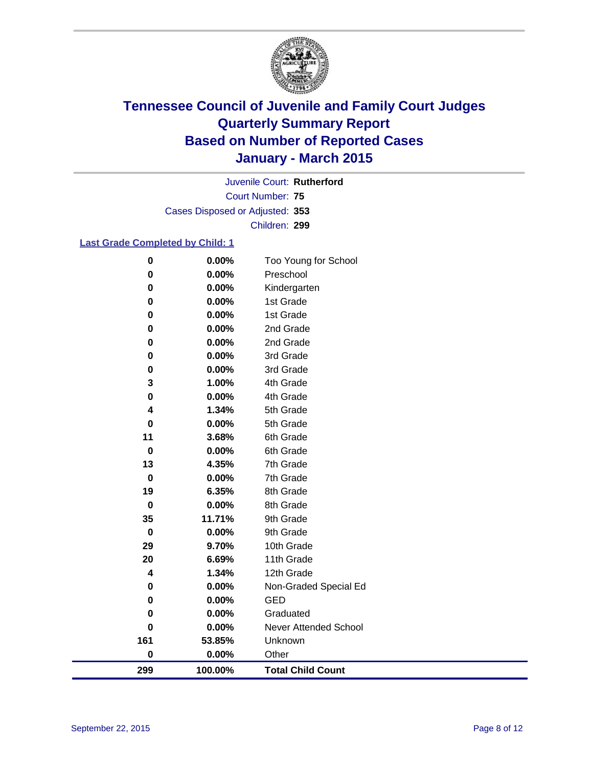# Tennessee Council of Juvenile and Family Court Judges
# Quarterly Summary Report
# Based on Number of Reported Cases
# January - March 2015

Juvenile Court: **Rutherford**

Court Number: **75**

Cases Disposed or Adjusted: **353**

Children: **299**

**Last Grade Completed by Child: 1**

| Count | Percent | Grade |
|---|---|---|
| 0 | 0.00% | Too Young for School |
| 0 | 0.00% | Preschool |
| 0 | 0.00% | Kindergarten |
| 0 | 0.00% | 1st Grade |
| 0 | 0.00% | 1st Grade |
| 0 | 0.00% | 2nd Grade |
| 0 | 0.00% | 2nd Grade |
| 0 | 0.00% | 3rd Grade |
| 0 | 0.00% | 3rd Grade |
| 3 | 1.00% | 4th Grade |
| 0 | 0.00% | 4th Grade |
| 4 | 1.34% | 5th Grade |
| 0 | 0.00% | 5th Grade |
| 11 | 3.68% | 6th Grade |
| 0 | 0.00% | 6th Grade |
| 13 | 4.35% | 7th Grade |
| 0 | 0.00% | 7th Grade |
| 19 | 6.35% | 8th Grade |
| 0 | 0.00% | 8th Grade |
| 35 | 11.71% | 9th Grade |
| 0 | 0.00% | 9th Grade |
| 29 | 9.70% | 10th Grade |
| 20 | 6.69% | 11th Grade |
| 4 | 1.34% | 12th Grade |
| 0 | 0.00% | Non-Graded Special Ed |
| 0 | 0.00% | GED |
| 0 | 0.00% | Graduated |
| 0 | 0.00% | Never Attended School |
| 161 | 53.85% | Unknown |
| 0 | 0.00% | Other |
| **299** | **100.00%** | **Total Child Count** |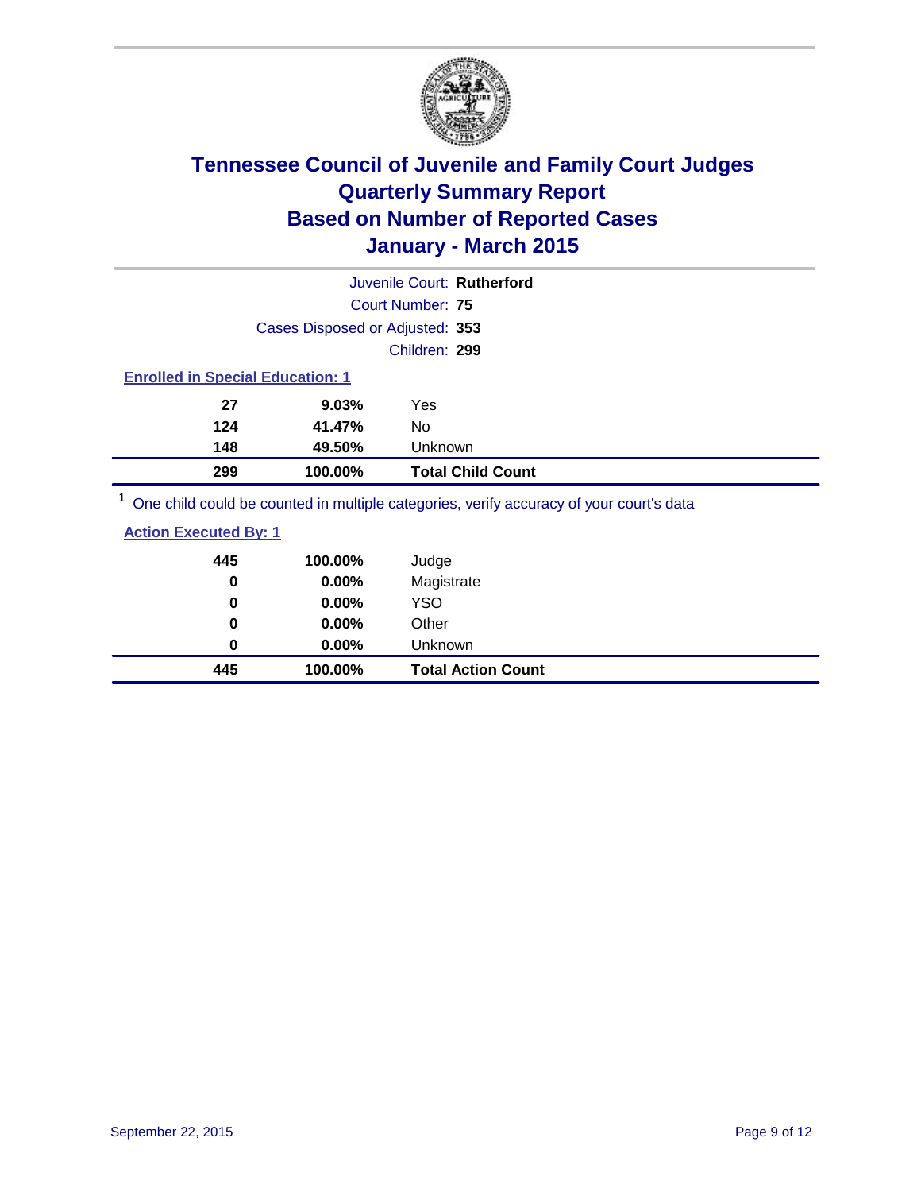# Tennessee Council of Juvenile and Family Court Judges
## Quarterly Summary Report
## Based on Number of Reported Cases
## January - March 2015

Juvenile Court: **Rutherford**

Court Number: **75**

Cases Disposed or Adjusted: **353**

Children: **299**

### Enrolled in Special Education: 1

| Count | Percent | Category |
|---|---|---|
| 27 | 9.03% | Yes |
| 124 | 41.47% | No |
| 148 | 49.50% | Unknown |
| **299** | **100.00%** | **Total Child Count** |

[1] One child could be counted in multiple categories, verify accuracy of your court's data

### Action Executed By: 1

| Count | Percent | Category |
|---|---|---|
| 445 | 100.00% | Judge |
| 0 | 0.00% | Magistrate |
| 0 | 0.00% | YSO |
| 0 | 0.00% | Other |
| 0 | 0.00% | Unknown |
| **445** | **100.00%** | **Total Action Count** |

September 22, 2015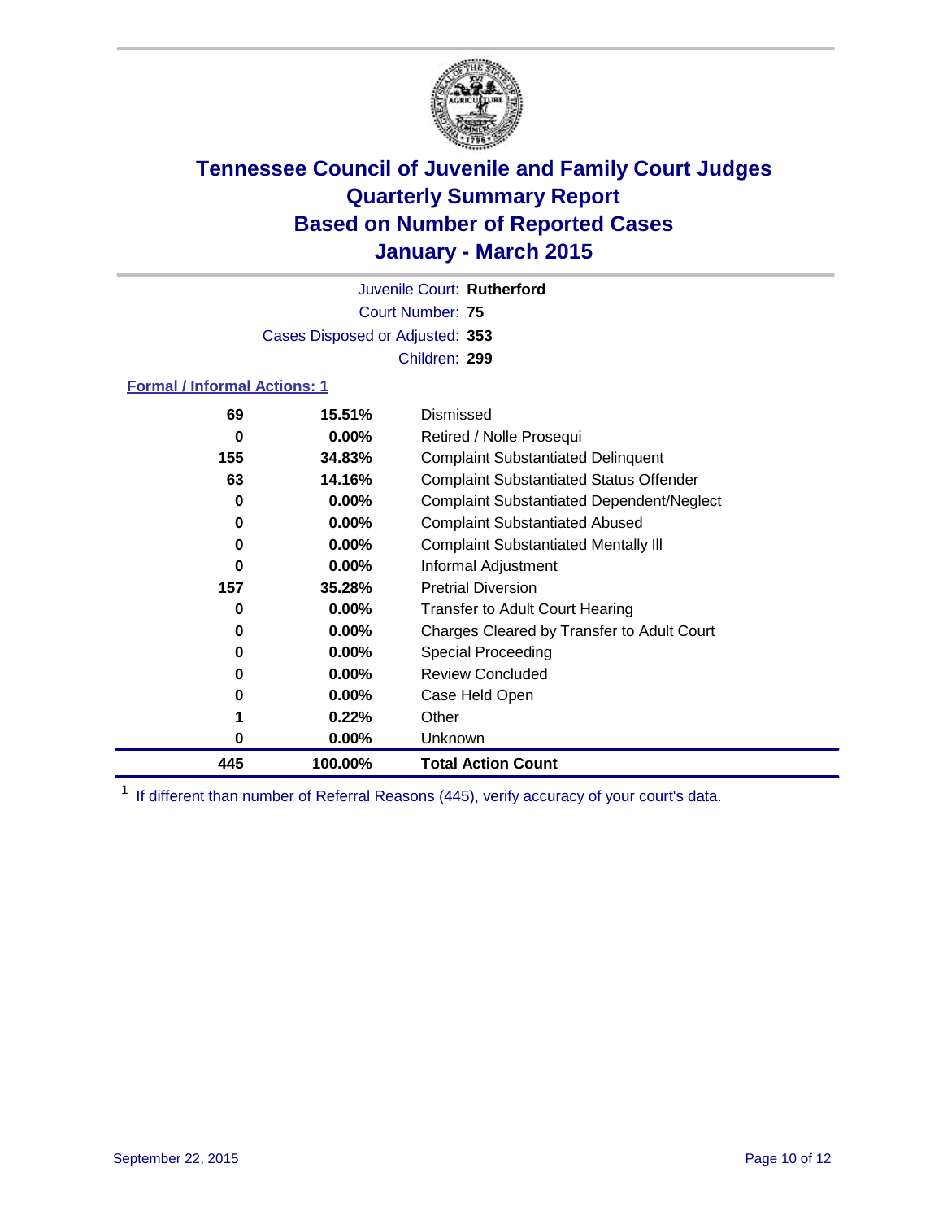# Tennessee Council of Juvenile and Family Court Judges
## Quarterly Summary Report
## Based on Number of Reported Cases
## January - March 2015

Juvenile Court: **Rutherford**

Court Number: **75**

Cases Disposed or Adjusted: **353**

Children: **299**

### Formal / Informal Actions: 1

| Count | Percent | Action |
|---|---|---|
| 69 | 15.51% | Dismissed |
| 0 | 0.00% | Retired / Nolle Prosequi |
| 155 | 34.83% | Complaint Substantiated Delinquent |
| 63 | 14.16% | Complaint Substantiated Status Offender |
| 0 | 0.00% | Complaint Substantiated Dependent/Neglect |
| 0 | 0.00% | Complaint Substantiated Abused |
| 0 | 0.00% | Complaint Substantiated Mentally Ill |
| 0 | 0.00% | Informal Adjustment |
| 157 | 35.28% | Pretrial Diversion |
| 0 | 0.00% | Transfer to Adult Court Hearing |
| 0 | 0.00% | Charges Cleared by Transfer to Adult Court |
| 0 | 0.00% | Special Proceeding |
| 0 | 0.00% | Review Concluded |
| 0 | 0.00% | Case Held Open |
| 1 | 0.22% | Other |
| 0 | 0.00% | Unknown |
| **445** | **100.00%** | **Total Action Count** |

[1] If different than number of Referral Reasons (445), verify accuracy of your court's data.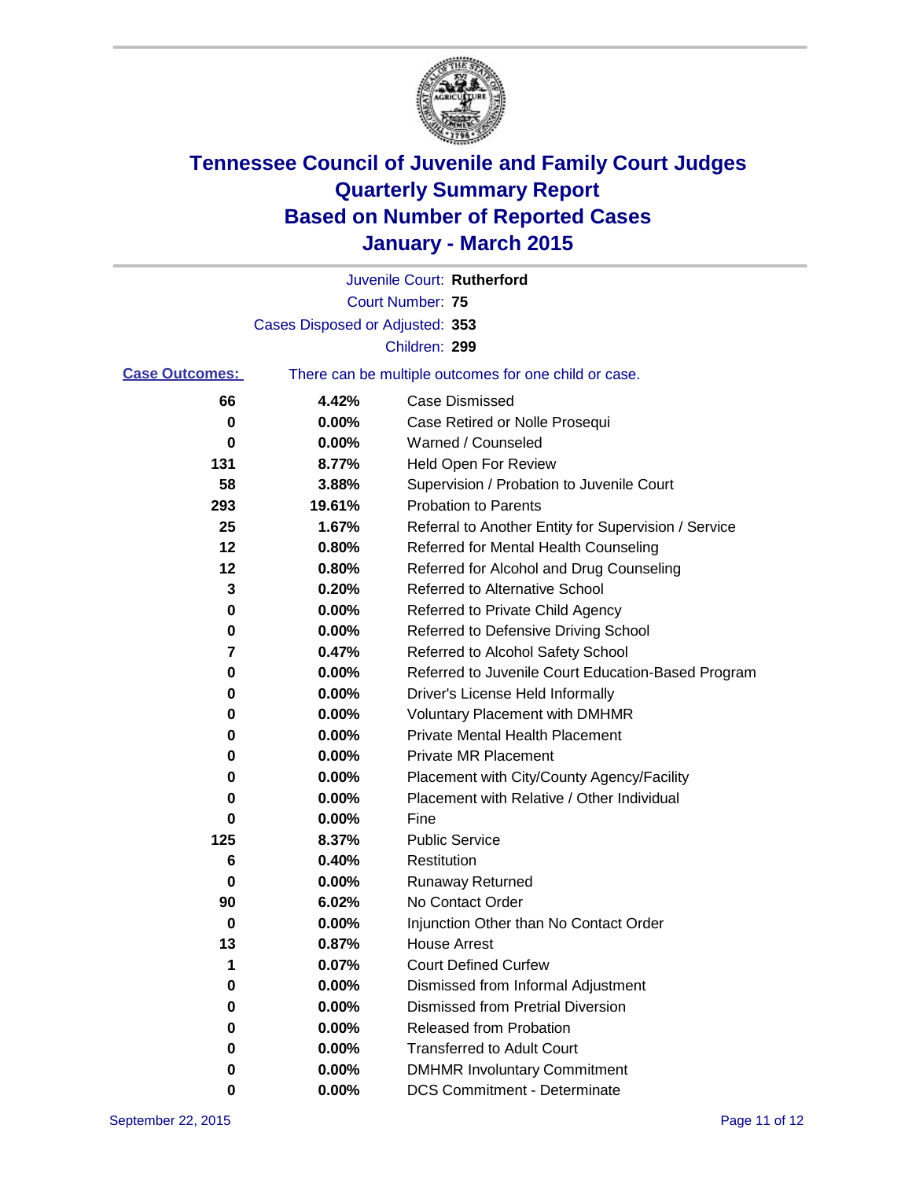# Tennessee Council of Juvenile and Family Court Judges
# Quarterly Summary Report
# Based on Number of Reported Cases
# January - March 2015

Juvenile Court: **Rutherford**

Court Number: **75**

Cases Disposed or Adjusted: **353**

Children: **299**

**Case Outcomes:** There can be multiple outcomes for one child or case.

| | | |
|---|---|---|
| **66** | **4.42%** | Case Dismissed |
| **0** | **0.00%** | Case Retired or Nolle Prosequi |
| **0** | **0.00%** | Warned / Counseled |
| **131** | **8.77%** | Held Open For Review |
| **58** | **3.88%** | Supervision / Probation to Juvenile Court |
| **293** | **19.61%** | Probation to Parents |
| **25** | **1.67%** | Referral to Another Entity for Supervision / Service |
| **12** | **0.80%** | Referred for Mental Health Counseling |
| **12** | **0.80%** | Referred for Alcohol and Drug Counseling |
| **3** | **0.20%** | Referred to Alternative School |
| **0** | **0.00%** | Referred to Private Child Agency |
| **0** | **0.00%** | Referred to Defensive Driving School |
| **7** | **0.47%** | Referred to Alcohol Safety School |
| **0** | **0.00%** | Referred to Juvenile Court Education-Based Program |
| **0** | **0.00%** | Driver's License Held Informally |
| **0** | **0.00%** | Voluntary Placement with DMHMR |
| **0** | **0.00%** | Private Mental Health Placement |
| **0** | **0.00%** | Private MR Placement |
| **0** | **0.00%** | Placement with City/County Agency/Facility |
| **0** | **0.00%** | Placement with Relative / Other Individual |
| **0** | **0.00%** | Fine |
| **125** | **8.37%** | Public Service |
| **6** | **0.40%** | Restitution |
| **0** | **0.00%** | Runaway Returned |
| **90** | **6.02%** | No Contact Order |
| **0** | **0.00%** | Injunction Other than No Contact Order |
| **13** | **0.87%** | House Arrest |
| **1** | **0.07%** | Court Defined Curfew |
| **0** | **0.00%** | Dismissed from Informal Adjustment |
| **0** | **0.00%** | Dismissed from Pretrial Diversion |
| **0** | **0.00%** | Released from Probation |
| **0** | **0.00%** | Transferred to Adult Court |
| **0** | **0.00%** | DMHMR Involuntary Commitment |
| **0** | **0.00%** | DCS Commitment - Determinate |

September 22, 2015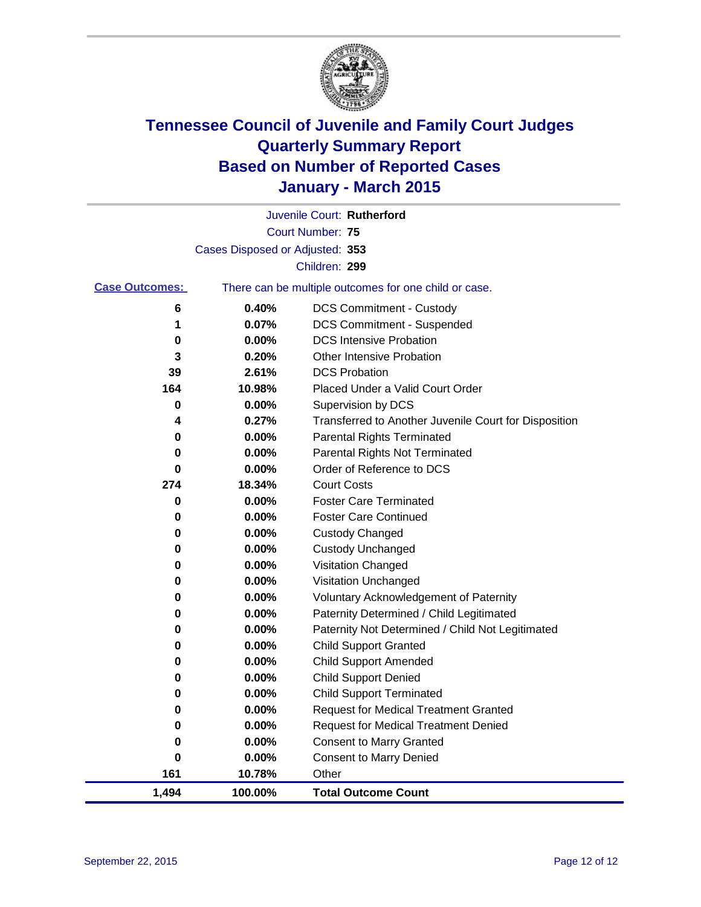# Tennessee Council of Juvenile and Family Court Judges
# Quarterly Summary Report
# Based on Number of Reported Cases
# January - March 2015

Juvenile Court: **Rutherford**

Court Number: **75**

Cases Disposed or Adjusted: **353**

Children: **299**

**Case Outcomes:** There can be multiple outcomes for one child or case.

| | | |
|---|---|---|
| 6 | 0.40% | DCS Commitment - Custody |
| 1 | 0.07% | DCS Commitment - Suspended |
| 0 | 0.00% | DCS Intensive Probation |
| 3 | 0.20% | Other Intensive Probation |
| 39 | 2.61% | DCS Probation |
| 164 | 10.98% | Placed Under a Valid Court Order |
| 0 | 0.00% | Supervision by DCS |
| 4 | 0.27% | Transferred to Another Juvenile Court for Disposition |
| 0 | 0.00% | Parental Rights Terminated |
| 0 | 0.00% | Parental Rights Not Terminated |
| 0 | 0.00% | Order of Reference to DCS |
| 274 | 18.34% | Court Costs |
| 0 | 0.00% | Foster Care Terminated |
| 0 | 0.00% | Foster Care Continued |
| 0 | 0.00% | Custody Changed |
| 0 | 0.00% | Custody Unchanged |
| 0 | 0.00% | Visitation Changed |
| 0 | 0.00% | Visitation Unchanged |
| 0 | 0.00% | Voluntary Acknowledgement of Paternity |
| 0 | 0.00% | Paternity Determined / Child Legitimated |
| 0 | 0.00% | Paternity Not Determined / Child Not Legitimated |
| 0 | 0.00% | Child Support Granted |
| 0 | 0.00% | Child Support Amended |
| 0 | 0.00% | Child Support Denied |
| 0 | 0.00% | Child Support Terminated |
| 0 | 0.00% | Request for Medical Treatment Granted |
| 0 | 0.00% | Request for Medical Treatment Denied |
| 0 | 0.00% | Consent to Marry Granted |
| 0 | 0.00% | Consent to Marry Denied |
| 161 | 10.78% | Other |
| **1,494** | **100.00%** | **Total Outcome Count** |

September 22, 2015